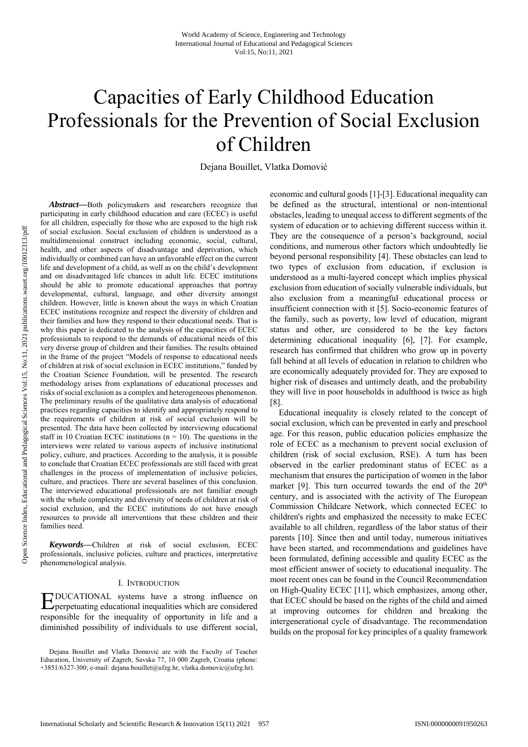# Capacities of Early Childhood Education Professionals for the Prevention of Social Exclusion of Children

Dejana Bouillet, Vlatka Domović

***Abstract*—**Both policymakers and researchers recognize that participating in early childhood education and care (ECEC) is useful for all children, especially for those who are exposed to the high risk of social exclusion. Social exclusion of children is understood as a multidimensional construct including economic, social, cultural, health, and other aspects of disadvantage and deprivation, which individually or combined can have an unfavorable effect on the current life and development of a child, as well as on the child's development and on disadvantaged life chances in adult life. ECEC institutions should be able to promote educational approaches that portray developmental, cultural, language, and other diversity amongst children. However, little is known about the ways in which Croatian ECEC institutions recognize and respect the diversity of children and their families and how they respond to their educational needs. That is why this paper is dedicated to the analysis of the capacities of ECEC professionals to respond to the demands of educational needs of this very diverse group of children and their families. The results obtained in the frame of the project "Models of response to educational needs of children at risk of social exclusion in ECEC institutions," funded by the Croatian Science Foundation, will be presented. The research methodology arises from explanations of educational processes and risks of social exclusion as a complex and heterogeneous phenomenon. The preliminary results of the qualitative data analysis of educational practices regarding capacities to identify and appropriately respond to the requirements of children at risk of social exclusion will be presented. The data have been collected by interviewing educational staff in 10 Croatian ECEC institutions (n = 10). The questions in the interviews were related to various aspects of inclusive institutional policy, culture, and practices. According to the analysis, it is possible to conclude that Croatian ECEC professionals are still faced with great challenges in the process of implementation of inclusive policies, culture, and practices. There are several baselines of this conclusion. The interviewed educational professionals are not familiar enough with the whole complexity and diversity of needs of children at risk of social exclusion, and the ECEC institutions do not have enough resources to provide all interventions that these children and their families need.

***Keywords*—**Children at risk of social exclusion, ECEC professionals, inclusive policies, culture and practices, interpretative phenomenological analysis.

## I. Introduction

EDUCATIONAL systems have a strong influence on perpetuating educational inequalities which are considered responsible for the inequality of opportunity in life and a diminished possibility of individuals to use different social, economic and cultural goods [1]-[3]. Educational inequality can be defined as the structural, intentional or non-intentional obstacles, leading to unequal access to different segments of the system of education or to achieving different success within it. They are the consequence of a person's background, social conditions, and numerous other factors which undoubtedly lie beyond personal responsibility [4]. These obstacles can lead to two types of exclusion from education, if exclusion is understood as a multi-layered concept which implies physical exclusion from education of socially vulnerable individuals, but also exclusion from a meaningful educational process or insufficient connection with it [5]. Socio-economic features of the family, such as poverty, low level of education, migrant status and other, are considered to be the key factors determining educational inequality [6], [7]. For example, research has confirmed that children who grow up in poverty fall behind at all levels of education in relation to children who are economically adequately provided for. They are exposed to higher risk of diseases and untimely death, and the probability they will live in poor households in adulthood is twice as high [8].

Educational inequality is closely related to the concept of social exclusion, which can be prevented in early and preschool age. For this reason, public education policies emphasize the role of ECEC as a mechanism to prevent social exclusion of children (risk of social exclusion, RSE). A turn has been observed in the earlier predominant status of ECEC as a mechanism that ensures the participation of women in the labor market [9]. This turn occurred towards the end of the 20th century, and is associated with the activity of The European Commission Childcare Network, which connected ECEC to children's rights and emphasized the necessity to make ECEC available to all children, regardless of the labor status of their parents [10]. Since then and until today, numerous initiatives have been started, and recommendations and guidelines have been formulated, defining accessible and quality ECEC as the most efficient answer of society to educational inequality. The most recent ones can be found in the Council Recommendation on High-Quality ECEC [11], which emphasizes, among other, that ECEC should be based on the rights of the child and aimed at improving outcomes for children and breaking the intergenerational cycle of disadvantage. The recommendation builds on the proposal for key principles of a quality framework

Dejana Bouillet and Vlatka Domović are with the Faculty of Teacher Education, University of Zagreb, Savska 77, 10 000 Zagreb, Croatia (phone: +3851/6327-300; e-mail: dejana.bouillet@ufzg.hr, vlatka.domovic@ufzg.hr).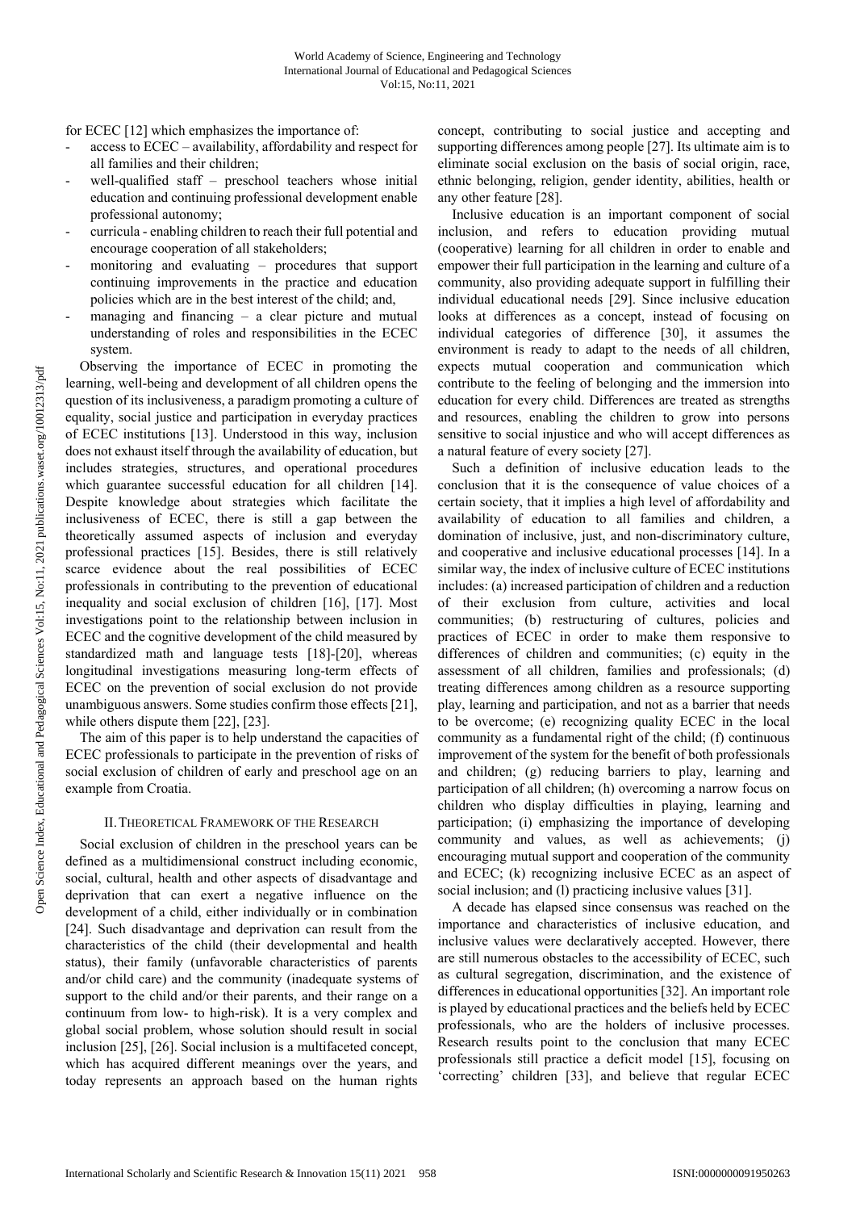for ECEC [12] which emphasizes the importance of:

- access to ECEC – availability, affordability and respect for all families and their children;
- well-qualified staff – preschool teachers whose initial education and continuing professional development enable professional autonomy;
- curricula - enabling children to reach their full potential and encourage cooperation of all stakeholders;
- monitoring and evaluating – procedures that support continuing improvements in the practice and education policies which are in the best interest of the child; and,
- managing and financing – a clear picture and mutual understanding of roles and responsibilities in the ECEC system.

Observing the importance of ECEC in promoting the learning, well-being and development of all children opens the question of its inclusiveness, a paradigm promoting a culture of equality, social justice and participation in everyday practices of ECEC institutions [13]. Understood in this way, inclusion does not exhaust itself through the availability of education, but includes strategies, structures, and operational procedures which guarantee successful education for all children [14]. Despite knowledge about strategies which facilitate the inclusiveness of ECEC, there is still a gap between the theoretically assumed aspects of inclusion and everyday professional practices [15]. Besides, there is still relatively scarce evidence about the real possibilities of ECEC professionals in contributing to the prevention of educational inequality and social exclusion of children [16], [17]. Most investigations point to the relationship between inclusion in ECEC and the cognitive development of the child measured by standardized math and language tests [18]-[20], whereas longitudinal investigations measuring long-term effects of ECEC on the prevention of social exclusion do not provide unambiguous answers. Some studies confirm those effects [21], while others dispute them [22], [23].

The aim of this paper is to help understand the capacities of ECEC professionals to participate in the prevention of risks of social exclusion of children of early and preschool age on an example from Croatia.

## II. Theoretical Framework of the Research

Social exclusion of children in the preschool years can be defined as a multidimensional construct including economic, social, cultural, health and other aspects of disadvantage and deprivation that can exert a negative influence on the development of a child, either individually or in combination [24]. Such disadvantage and deprivation can result from the characteristics of the child (their developmental and health status), their family (unfavorable characteristics of parents and/or child care) and the community (inadequate systems of support to the child and/or their parents, and their range on a continuum from low- to high-risk). It is a very complex and global social problem, whose solution should result in social inclusion [25], [26]. Social inclusion is a multifaceted concept, which has acquired different meanings over the years, and today represents an approach based on the human rights concept, contributing to social justice and accepting and supporting differences among people [27]. Its ultimate aim is to eliminate social exclusion on the basis of social origin, race, ethnic belonging, religion, gender identity, abilities, health or any other feature [28].

Inclusive education is an important component of social inclusion, and refers to education providing mutual (cooperative) learning for all children in order to enable and empower their full participation in the learning and culture of a community, also providing adequate support in fulfilling their individual educational needs [29]. Since inclusive education looks at differences as a concept, instead of focusing on individual categories of difference [30], it assumes the environment is ready to adapt to the needs of all children, expects mutual cooperation and communication which contribute to the feeling of belonging and the immersion into education for every child. Differences are treated as strengths and resources, enabling the children to grow into persons sensitive to social injustice and who will accept differences as a natural feature of every society [27].

Such a definition of inclusive education leads to the conclusion that it is the consequence of value choices of a certain society, that it implies a high level of affordability and availability of education to all families and children, a domination of inclusive, just, and non-discriminatory culture, and cooperative and inclusive educational processes [14]. In a similar way, the index of inclusive culture of ECEC institutions includes: (a) increased participation of children and a reduction of their exclusion from culture, activities and local communities; (b) restructuring of cultures, policies and practices of ECEC in order to make them responsive to differences of children and communities; (c) equity in the assessment of all children, families and professionals; (d) treating differences among children as a resource supporting play, learning and participation, and not as a barrier that needs to be overcome; (e) recognizing quality ECEC in the local community as a fundamental right of the child; (f) continuous improvement of the system for the benefit of both professionals and children; (g) reducing barriers to play, learning and participation of all children; (h) overcoming a narrow focus on children who display difficulties in playing, learning and participation; (i) emphasizing the importance of developing community and values, as well as achievements; (j) encouraging mutual support and cooperation of the community and ECEC; (k) recognizing inclusive ECEC as an aspect of social inclusion; and (l) practicing inclusive values [31].

A decade has elapsed since consensus was reached on the importance and characteristics of inclusive education, and inclusive values were declaratively accepted. However, there are still numerous obstacles to the accessibility of ECEC, such as cultural segregation, discrimination, and the existence of differences in educational opportunities [32]. An important role is played by educational practices and the beliefs held by ECEC professionals, who are the holders of inclusive processes. Research results point to the conclusion that many ECEC professionals still practice a deficit model [15], focusing on 'correcting' children [33], and believe that regular ECEC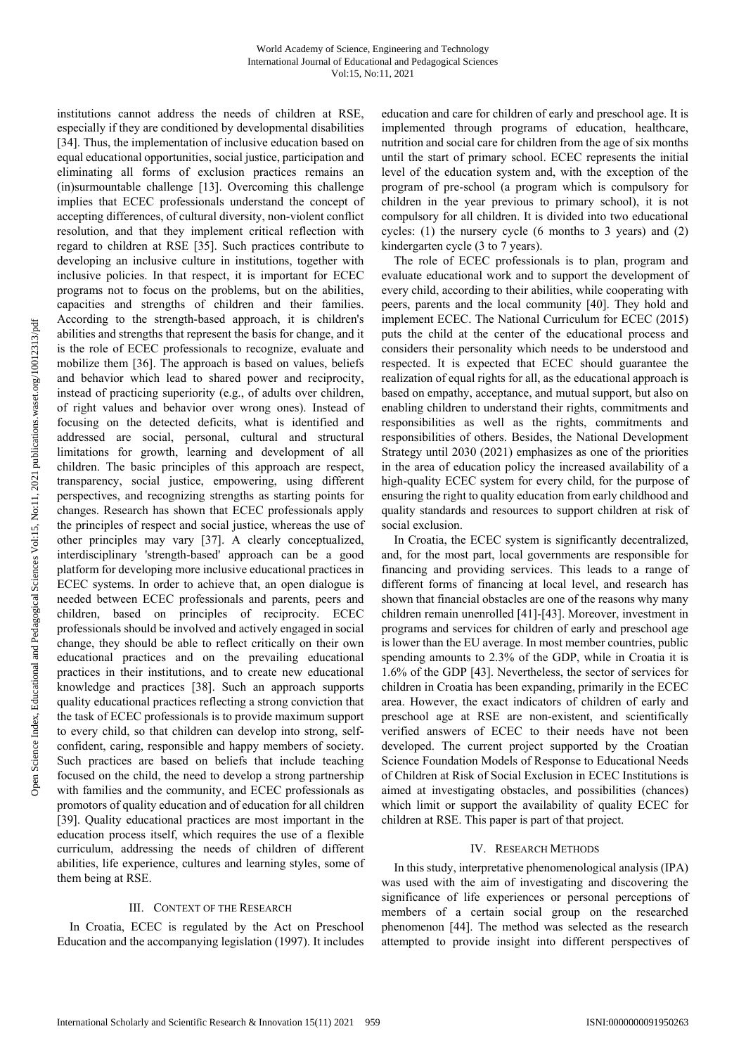institutions cannot address the needs of children at RSE, especially if they are conditioned by developmental disabilities [34]. Thus, the implementation of inclusive education based on equal educational opportunities, social justice, participation and eliminating all forms of exclusion practices remains an (in)surmountable challenge [13]. Overcoming this challenge implies that ECEC professionals understand the concept of accepting differences, of cultural diversity, non-violent conflict resolution, and that they implement critical reflection with regard to children at RSE [35]. Such practices contribute to developing an inclusive culture in institutions, together with inclusive policies. In that respect, it is important for ECEC programs not to focus on the problems, but on the abilities, capacities and strengths of children and their families. According to the strength-based approach, it is children's abilities and strengths that represent the basis for change, and it is the role of ECEC professionals to recognize, evaluate and mobilize them [36]. The approach is based on values, beliefs and behavior which lead to shared power and reciprocity, instead of practicing superiority (e.g., of adults over children, of right values and behavior over wrong ones). Instead of focusing on the detected deficits, what is identified and addressed are social, personal, cultural and structural limitations for growth, learning and development of all children. The basic principles of this approach are respect, transparency, social justice, empowering, using different perspectives, and recognizing strengths as starting points for changes. Research has shown that ECEC professionals apply the principles of respect and social justice, whereas the use of other principles may vary [37]. A clearly conceptualized, interdisciplinary 'strength-based' approach can be a good platform for developing more inclusive educational practices in ECEC systems. In order to achieve that, an open dialogue is needed between ECEC professionals and parents, peers and children, based on principles of reciprocity. ECEC professionals should be involved and actively engaged in social change, they should be able to reflect critically on their own educational practices and on the prevailing educational practices in their institutions, and to create new educational knowledge and practices [38]. Such an approach supports quality educational practices reflecting a strong conviction that the task of ECEC professionals is to provide maximum support to every child, so that children can develop into strong, self-confident, caring, responsible and happy members of society. Such practices are based on beliefs that include teaching focused on the child, the need to develop a strong partnership with families and the community, and ECEC professionals as promotors of quality education and of education for all children [39]. Quality educational practices are most important in the education process itself, which requires the use of a flexible curriculum, addressing the needs of children of different abilities, life experience, cultures and learning styles, some of them being at RSE.

## III. Context of the Research

In Croatia, ECEC is regulated by the Act on Preschool Education and the accompanying legislation (1997). It includes education and care for children of early and preschool age. It is implemented through programs of education, healthcare, nutrition and social care for children from the age of six months until the start of primary school. ECEC represents the initial level of the education system and, with the exception of the program of pre-school (a program which is compulsory for children in the year previous to primary school), it is not compulsory for all children. It is divided into two educational cycles: (1) the nursery cycle (6 months to 3 years) and (2) kindergarten cycle (3 to 7 years).

The role of ECEC professionals is to plan, program and evaluate educational work and to support the development of every child, according to their abilities, while cooperating with peers, parents and the local community [40]. They hold and implement ECEC. The National Curriculum for ECEC (2015) puts the child at the center of the educational process and considers their personality which needs to be understood and respected. It is expected that ECEC should guarantee the realization of equal rights for all, as the educational approach is based on empathy, acceptance, and mutual support, but also on enabling children to understand their rights, commitments and responsibilities as well as the rights, commitments and responsibilities of others. Besides, the National Development Strategy until 2030 (2021) emphasizes as one of the priorities in the area of education policy the increased availability of a high-quality ECEC system for every child, for the purpose of ensuring the right to quality education from early childhood and quality standards and resources to support children at risk of social exclusion.

In Croatia, the ECEC system is significantly decentralized, and, for the most part, local governments are responsible for financing and providing services. This leads to a range of different forms of financing at local level, and research has shown that financial obstacles are one of the reasons why many children remain unenrolled [41]-[43]. Moreover, investment in programs and services for children of early and preschool age is lower than the EU average. In most member countries, public spending amounts to 2.3% of the GDP, while in Croatia it is 1.6% of the GDP [43]. Nevertheless, the sector of services for children in Croatia has been expanding, primarily in the ECEC area. However, the exact indicators of children of early and preschool age at RSE are non-existent, and scientifically verified answers of ECEC to their needs have not been developed. The current project supported by the Croatian Science Foundation Models of Response to Educational Needs of Children at Risk of Social Exclusion in ECEC Institutions is aimed at investigating obstacles, and possibilities (chances) which limit or support the availability of quality ECEC for children at RSE. This paper is part of that project.

## IV. Research Methods

In this study, interpretative phenomenological analysis (IPA) was used with the aim of investigating and discovering the significance of life experiences or personal perceptions of members of a certain social group on the researched phenomenon [44]. The method was selected as the research attempted to provide insight into different perspectives of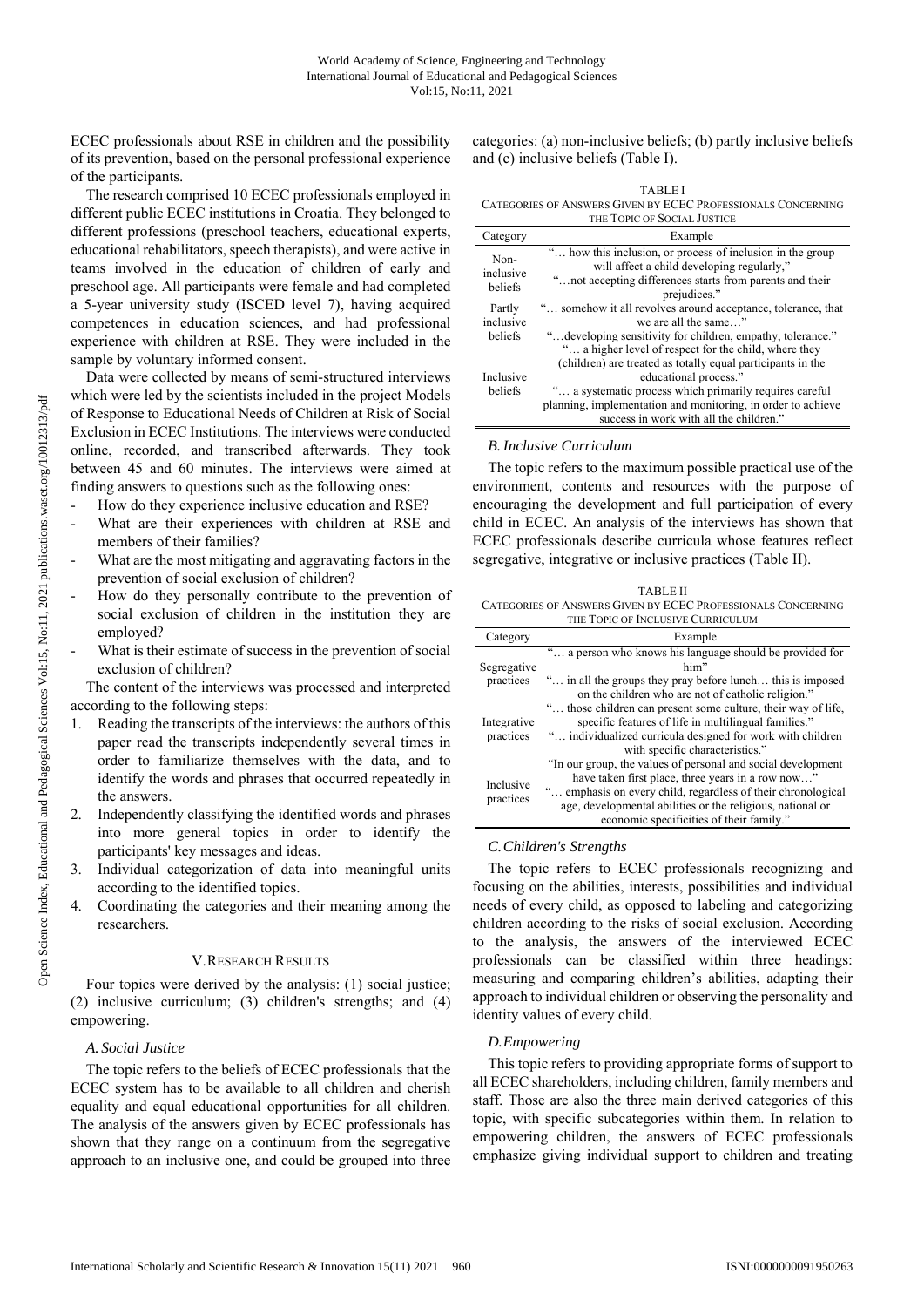ECEC professionals about RSE in children and the possibility of its prevention, based on the personal professional experience of the participants.

The research comprised 10 ECEC professionals employed in different public ECEC institutions in Croatia. They belonged to different professions (preschool teachers, educational experts, educational rehabilitators, speech therapists), and were active in teams involved in the education of children of early and preschool age. All participants were female and had completed a 5-year university study (ISCED level 7), having acquired competences in education sciences, and had professional experience with children at RSE. They were included in the sample by voluntary informed consent.

Data were collected by means of semi-structured interviews which were led by the scientists included in the project Models of Response to Educational Needs of Children at Risk of Social Exclusion in ECEC Institutions. The interviews were conducted online, recorded, and transcribed afterwards. They took between 45 and 60 minutes. The interviews were aimed at finding answers to questions such as the following ones:

- How do they experience inclusive education and RSE?
- What are their experiences with children at RSE and members of their families?
- What are the most mitigating and aggravating factors in the prevention of social exclusion of children?
- How do they personally contribute to the prevention of social exclusion of children in the institution they are employed?
- What is their estimate of success in the prevention of social exclusion of children?

The content of the interviews was processed and interpreted according to the following steps:

1. Reading the transcripts of the interviews: the authors of this paper read the transcripts independently several times in order to familiarize themselves with the data, and to identify the words and phrases that occurred repeatedly in the answers.
2. Independently classifying the identified words and phrases into more general topics in order to identify the participants' key messages and ideas.
3. Individual categorization of data into meaningful units according to the identified topics.
4. Coordinating the categories and their meaning among the researchers.

## V. Research Results

Four topics were derived by the analysis: (1) social justice; (2) inclusive curriculum; (3) children's strengths; and (4) empowering.

### A. Social Justice

The topic refers to the beliefs of ECEC professionals that the ECEC system has to be available to all children and cherish equality and equal educational opportunities for all children. The analysis of the answers given by ECEC professionals has shown that they range on a continuum from the segregative approach to an inclusive one, and could be grouped into three categories: (a) non-inclusive beliefs; (b) partly inclusive beliefs and (c) inclusive beliefs (Table I).

TABLE I
CATEGORIES OF ANSWERS GIVEN BY ECEC PROFESSIONALS CONCERNING THE TOPIC OF SOCIAL JUSTICE

| Category | Example |
|---|---|
| Non-inclusive beliefs | "… how this inclusion, or process of inclusion in the group will affect a child developing regularly," "…not accepting differences starts from parents and their prejudices." |
| Partly inclusive beliefs | "… somehow it all revolves around acceptance, tolerance, that we are all the same…" "…developing sensitivity for children, empathy, tolerance." |
| Inclusive beliefs | "… a higher level of respect for the child, where they (children) are treated as totally equal participants in the educational process." "… a systematic process which primarily requires careful planning, implementation and monitoring, in order to achieve success in work with all the children." |

### B. Inclusive Curriculum

The topic refers to the maximum possible practical use of the environment, contents and resources with the purpose of encouraging the development and full participation of every child in ECEC. An analysis of the interviews has shown that ECEC professionals describe curricula whose features reflect segregative, integrative or inclusive practices (Table II).

TABLE II
CATEGORIES OF ANSWERS GIVEN BY ECEC PROFESSIONALS CONCERNING THE TOPIC OF INCLUSIVE CURRICULUM

| Category | Example |
|---|---|
| Segregative practices | "… a person who knows his language should be provided for him" "… in all the groups they pray before lunch… this is imposed on the children who are not of catholic religion." |
| Integrative practices | "… those children can present some culture, their way of life, specific features of life in multilingual families." "… individualized curricula designed for work with children with specific characteristics." |
| Inclusive practices | "In our group, the values of personal and social development have taken first place, three years in a row now…" "… emphasis on every child, regardless of their chronological age, developmental abilities or the religious, national or economic specificities of their family." |

### C. Children's Strengths

The topic refers to ECEC professionals recognizing and focusing on the abilities, interests, possibilities and individual needs of every child, as opposed to labeling and categorizing children according to the risks of social exclusion. According to the analysis, the answers of the interviewed ECEC professionals can be classified within three headings: measuring and comparing children's abilities, adapting their approach to individual children or observing the personality and identity values of every child.

### D. Empowering

This topic refers to providing appropriate forms of support to all ECEC shareholders, including children, family members and staff. Those are also the three main derived categories of this topic, with specific subcategories within them. In relation to empowering children, the answers of ECEC professionals emphasize giving individual support to children and treating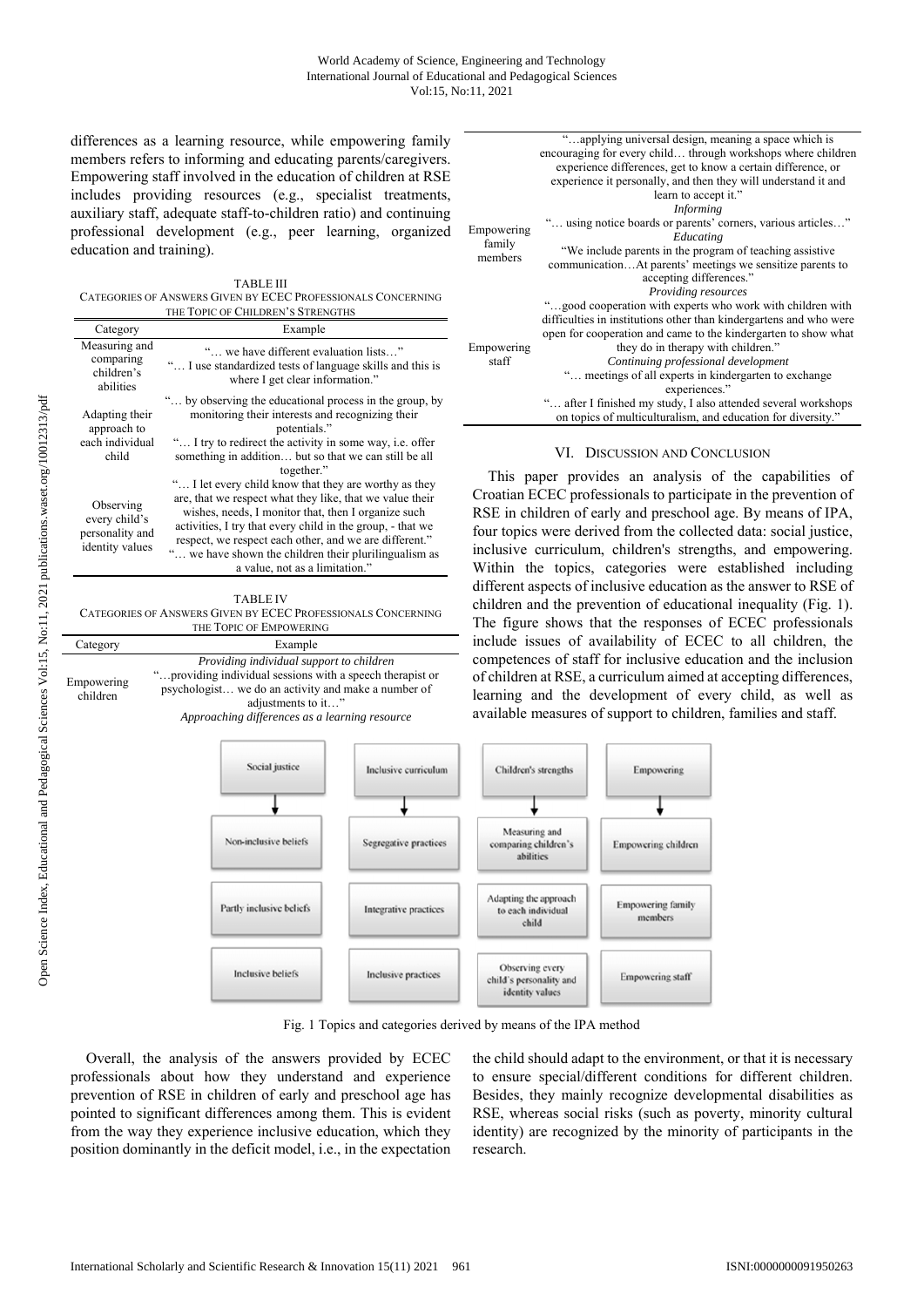differences as a learning resource, while empowering family members refers to informing and educating parents/caregivers. Empowering staff involved in the education of children at RSE includes providing resources (e.g., specialist treatments, auxiliary staff, adequate staff-to-children ratio) and continuing professional development (e.g., peer learning, organized education and training).

TABLE III
CATEGORIES OF ANSWERS GIVEN BY ECEC PROFESSIONALS CONCERNING THE TOPIC OF CHILDREN'S STRENGTHS

| Category | Example |
|---|---|
| Measuring and comparing children's abilities | "… we have different evaluation lists…" "… I use standardized tests of language skills and this is where I get clear information." |
| Adapting their approach to each individual child | "… by observing the educational process in the group, by monitoring their interests and recognizing their potentials." "… I try to redirect the activity in some way, i.e. offer something in addition… but so that we can still be all together." |
| Observing every child's personality and identity values | "… I let every child know that they are worthy as they are, that we respect what they like, that we value their wishes, needs, I monitor that, then I organize such activities, I try that every child in the group, - that we respect, we respect each other, and we are different." "… we have shown the children their plurilingualism as a value, not as a limitation." |

TABLE IV
CATEGORIES OF ANSWERS GIVEN BY ECEC PROFESSIONALS CONCERNING THE TOPIC OF EMPOWERING

| Category | Example |
|---|---|
| Empowering children | *Providing individual support to children* "…providing individual sessions with a speech therapist or psychologist… we do an activity and make a number of adjustments to it…" *Approaching differences as a learning resource* "…applying universal design, meaning a space which is encouraging for every child… through workshops where children experience differences, get to know a certain difference, or experience it personally, and then they will understand it and learn to accept it." |
| Empowering family members | *Informing* "… using notice boards or parents' corners, various articles…" *Educating* "We include parents in the program of teaching assistive communication…At parents' meetings we sensitize parents to accepting differences." |
| Empowering staff | *Providing resources* "…good cooperation with experts who work with children with difficulties in institutions other than kindergartens and who were open for cooperation and came to the kindergarten to show what they do in therapy with children." *Continuing professional development* "… meetings of all experts in kindergarten to exchange experiences." "… after I finished my study, I also attended several workshops on topics of multiculturalism, and education for diversity." |

## VI. Discussion and Conclusion

This paper provides an analysis of the capabilities of Croatian ECEC professionals to participate in the prevention of RSE in children of early and preschool age. By means of IPA, four topics were derived from the collected data: social justice, inclusive curriculum, children's strengths, and empowering. Within the topics, categories were established including different aspects of inclusive education as the answer to RSE of children and the prevention of educational inequality (Fig. 1). The figure shows that the responses of ECEC professionals include issues of availability of ECEC to all children, the competences of staff for inclusive education and the inclusion of children at RSE, a curriculum aimed at accepting differences, learning and the development of every child, as well as available measures of support to children, families and staff.

| Social justice | Inclusive curriculum | Children's strengths | Empowering |
|---|---|---|---|
| Non-inclusive beliefs | Segregative practices | Measuring and comparing children's abilities | Empowering children |
| Partly inclusive beliefs | Integrative practices | Adapting the approach to each individual child | Empowering family members |
| Inclusive beliefs | Inclusive practices | Observing every child's personality and identity values | Empowering staff |

Fig. 1 Topics and categories derived by means of the IPA method

Overall, the analysis of the answers provided by ECEC professionals about how they understand and experience prevention of RSE in children of early and preschool age has pointed to significant differences among them. This is evident from the way they experience inclusive education, which they position dominantly in the deficit model, i.e., in the expectation the child should adapt to the environment, or that it is necessary to ensure special/different conditions for different children. Besides, they mainly recognize developmental disabilities as RSE, whereas social risks (such as poverty, minority cultural identity) are recognized by the minority of participants in the research.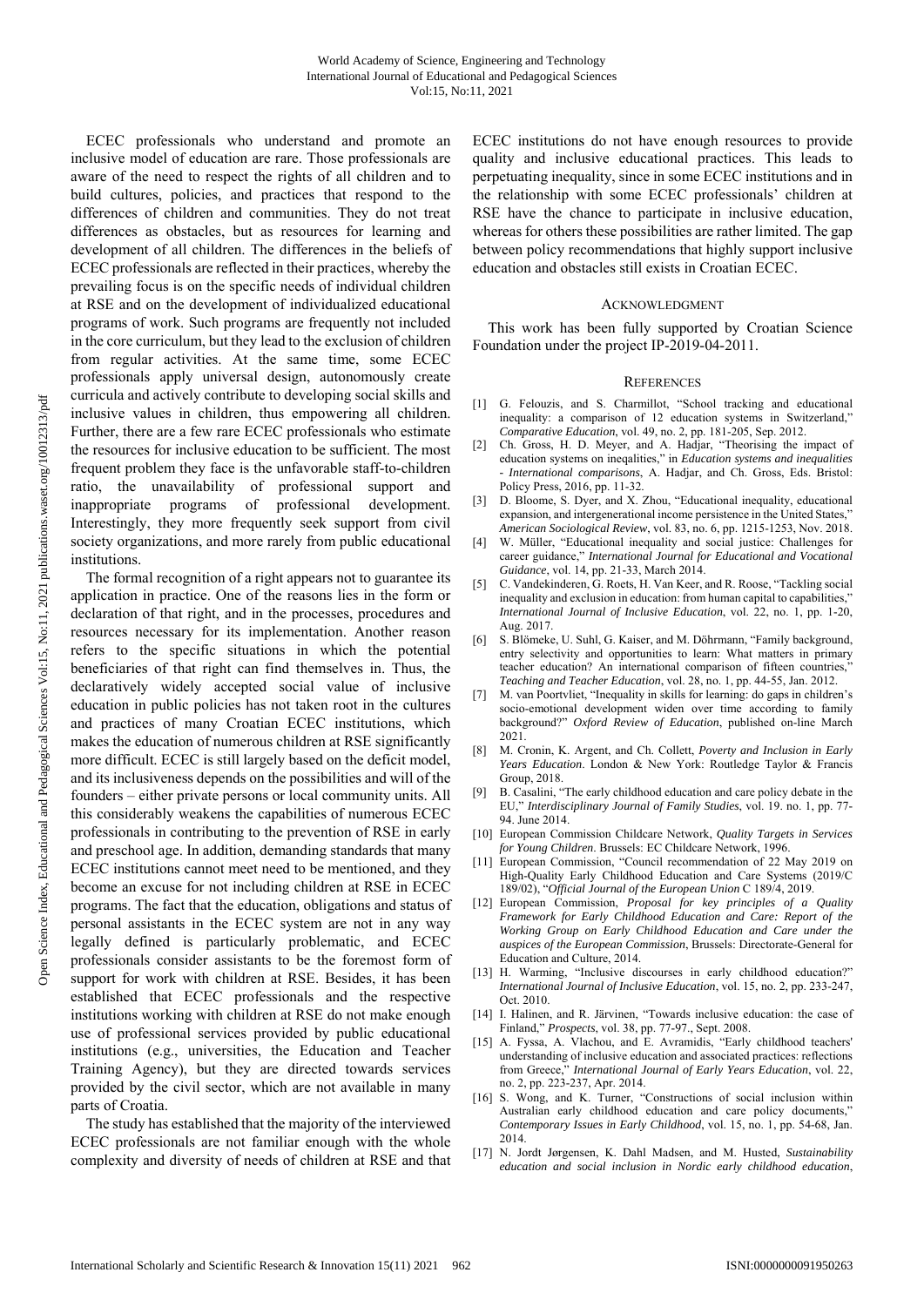ECEC professionals who understand and promote an inclusive model of education are rare. Those professionals are aware of the need to respect the rights of all children and to build cultures, policies, and practices that respond to the differences of children and communities. They do not treat differences as obstacles, but as resources for learning and development of all children. The differences in the beliefs of ECEC professionals are reflected in their practices, whereby the prevailing focus is on the specific needs of individual children at RSE and on the development of individualized educational programs of work. Such programs are frequently not included in the core curriculum, but they lead to the exclusion of children from regular activities. At the same time, some ECEC professionals apply universal design, autonomously create curricula and actively contribute to developing social skills and inclusive values in children, thus empowering all children. Further, there are a few rare ECEC professionals who estimate the resources for inclusive education to be sufficient. The most frequent problem they face is the unfavorable staff-to-children ratio, the unavailability of professional support and inappropriate programs of professional development. Interestingly, they more frequently seek support from civil society organizations, and more rarely from public educational institutions.

The formal recognition of a right appears not to guarantee its application in practice. One of the reasons lies in the form or declaration of that right, and in the processes, procedures and resources necessary for its implementation. Another reason refers to the specific situations in which the potential beneficiaries of that right can find themselves in. Thus, the declaratively widely accepted social value of inclusive education in public policies has not taken root in the cultures and practices of many Croatian ECEC institutions, which makes the education of numerous children at RSE significantly more difficult. ECEC is still largely based on the deficit model, and its inclusiveness depends on the possibilities and will of the founders – either private persons or local community units. All this considerably weakens the capabilities of numerous ECEC professionals in contributing to the prevention of RSE in early and preschool age. In addition, demanding standards that many ECEC institutions cannot meet need to be mentioned, and they become an excuse for not including children at RSE in ECEC programs. The fact that the education, obligations and status of personal assistants in the ECEC system are not in any way legally defined is particularly problematic, and ECEC professionals consider assistants to be the foremost form of support for work with children at RSE. Besides, it has been established that ECEC professionals and the respective institutions working with children at RSE do not make enough use of professional services provided by public educational institutions (e.g., universities, the Education and Teacher Training Agency), but they are directed towards services provided by the civil sector, which are not available in many parts of Croatia.

The study has established that the majority of the interviewed ECEC professionals are not familiar enough with the whole complexity and diversity of needs of children at RSE and that ECEC institutions do not have enough resources to provide quality and inclusive educational practices. This leads to perpetuating inequality, since in some ECEC institutions and in the relationship with some ECEC professionals' children at RSE have the chance to participate in inclusive education, whereas for others these possibilities are rather limited. The gap between policy recommendations that highly support inclusive education and obstacles still exists in Croatian ECEC.

## ACKNOWLEDGMENT

This work has been fully supported by Croatian Science Foundation under the project IP-2019-04-2011.

## REFERENCES

[1] G. Felouzis, and S. Charmillot, "School tracking and educational inequality: a comparison of 12 education systems in Switzerland," *Comparative Education*, vol. 49, no. 2, pp. 181-205, Sep. 2012.

[2] Ch. Gross, H. D. Meyer, and A. Hadjar, "Theorising the impact of education systems on ineqalities," in *Education systems and inequalities - International comparisons*, A. Hadjar, and Ch. Gross, Eds. Bristol: Policy Press, 2016, pp. 11-32.

[3] D. Bloome, S. Dyer, and X. Zhou, "Educational inequality, educational expansion, and intergenerational income persistence in the United States," *American Sociological Review*, vol. 83, no. 6, pp. 1215-1253, Nov. 2018.

[4] W. Müller, "Educational inequality and social justice: Challenges for career guidance," *International Journal for Educational and Vocational Guidance*, vol. 14, pp. 21-33, March 2014.

[5] C. Vandekinderen, G. Roets, H. Van Keer, and R. Roose, "Tackling social inequality and exclusion in education: from human capital to capabilities," *International Journal of Inclusive Education*, vol. 22, no. 1, pp. 1-20, Aug. 2017.

[6] S. Blömeke, U. Suhl, G. Kaiser, and M. Döhrmann, "Family background, entry selectivity and opportunities to learn: What matters in primary teacher education? An international comparison of fifteen countries," *Teaching and Teacher Education*, vol. 28, no. 1, pp. 44-55, Jan. 2012.

[7] M. van Poortvliet, "Inequality in skills for learning: do gaps in children's socio-emotional development widen over time according to family background?" *Oxford Review of Education*, published on-line March 2021.

[8] M. Cronin, K. Argent, and Ch. Collett, *Poverty and Inclusion in Early Years Education*. London & New York: Routledge Taylor & Francis Group, 2018.

[9] B. Casalini, "The early childhood education and care policy debate in the EU," *Interdisciplinary Journal of Family Studies*, vol. 19. no. 1, pp. 77-94. June 2014.

[10] European Commission Childcare Network, *Quality Targets in Services for Young Children*. Brussels: EC Childcare Network, 1996.

[11] European Commission, "Council recommendation of 22 May 2019 on High-Quality Early Childhood Education and Care Systems (2019/C 189/02), "*Official Journal of the European Union* C 189/4, 2019.

[12] European Commission, *Proposal for key principles of a Quality Framework for Early Childhood Education and Care: Report of the Working Group on Early Childhood Education and Care under the auspices of the European Commission*, Brussels: Directorate-General for Education and Culture, 2014.

[13] H. Warming, "Inclusive discourses in early childhood education?" *International Journal of Inclusive Education*, vol. 15, no. 2, pp. 233-247, Oct. 2010.

[14] I. Halinen, and R. Järvinen, "Towards inclusive education: the case of Finland," *Prospects*, vol. 38, pp. 77-97., Sept. 2008.

[15] A. Fyssa, A. Vlachou, and E. Avramidis, "Early childhood teachers' understanding of inclusive education and associated practices: reflections from Greece," *International Journal of Early Years Education*, vol. 22, no. 2, pp. 223-237, Apr. 2014.

[16] S. Wong, and K. Turner, "Constructions of social inclusion within Australian early childhood education and care policy documents," *Contemporary Issues in Early Childhood*, vol. 15, no. 1, pp. 54-68, Jan. 2014.

[17] N. Jordt Jørgensen, K. Dahl Madsen, and M. Husted, *Sustainability education and social inclusion in Nordic early childhood education*,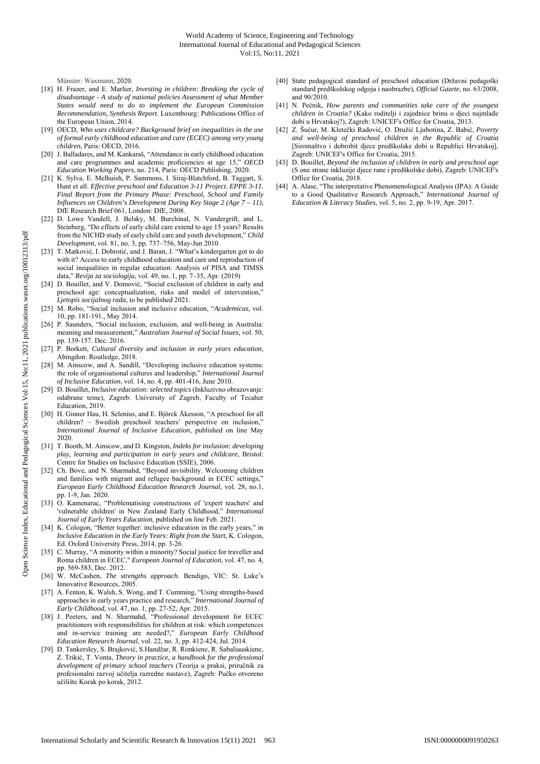Münster: Waxmann, 2020.

[18] H. Frazer, and E. Marlier, *Investing in children: Breaking the cycle of disadvantage - A study of national policies Assessment of what Member States would need to do to implement the European Commission Recommendation, Synthesis Report*. Luxembourg: Publications Office of the European Union, 2014.

[19] OECD, *Who uses childcare? Background brief on inequalities in the use of formal early childhood education and care (ECEC) among very young children*, Paris: OECD, 2016.

[20] J. Balladares, and M. Kankaraš, "Attendance in early childhood education and care programmes and academic proficiencies at age 15," *OECD Education Working Papers*, no. 214, Paris: OECD Publishing, 2020.

[21] K. Sylva, E. Melhuish, P. Sammons, I. Siraj-Blatchford, B. Taggart, S. Hunt et all. *Effective preschool and Education 3-11 Project. EPPE 3-11. Final Report from the Primary Phase: Preschool, School and Family Influences on Children's Development During Key Stage 2 (Age 7 – 11)*, DfE Research Brief 061, London: DfE, 2008.

[22] D. Lowe Vandell, J. Belsky, M. Burchinal, N. Vandergrift, and L. Steinberg, "Do effects of early child care extend to age 15 years? Results from the NICHD study of early child care and youth development," *Child Development*, vol. 81, no. 3, pp. 737–756, May-Jun 2010.

[23] T. Matković, I. Dobrotić, and J. Baran, J. "What's kindergarten got to do with it? Access to early childhood education and care and reproduction of social inequalities in regular education: Analysis of PISA and TIMSS data," *Revija za sociologiju*, vol. 49, no. 1, pp. 7–35, Apr. (2019)

[24] D. Bouillet, and V. Domović, "Social exclusion of children in early and preschool age: conceptualization, risks and model of intervention," *Ljetopis socijalnog rada*, to be published 2021.

[25] M. Robo, "Social inclusion and inclusive education, "*Academicus*, vol. 10, pp. 181-191., May 2014.

[26] P. Saunders, "Social inclusion, exclusion, and well-being in Australia: meaning and measurement," *Australian Journal of Social Issues*, vol. 50, pp. 139-157. Dec. 2016.

[27] P. Borkett, *Cultural diversity and inclusion in early years education*, Abingdon: Routledge, 2018.

[28] M. Ainscow, and A. Sandill, "Developing inclusive education systems: the role of organisational cultures and leadership," *International Journal of Inclusive Education*, vol. 14, no. 4, pp. 401-416, June 2010.

[29] D. Bouillet, *Inclusive education: selected topics* (Inkluzivno obrazovanje: odabrane teme), Zagreb: University of Zagreb, Faculty of Tecaher Education, 2019.

[30] H. Ginner Hau, H. Selenius, and E. Björck Åkesson, "A preschool for all children? – Swedish preschool teachers' perspective on inclusion," *International Journal of Inclusive Education*, published on line May 2020.

[31] T. Booth, M. Ainscow, and D. Kingston, *Indeks for inxlusion: developing play, learning and participation in early years and childcare*, Bristol: Centre for Studies on Inclusive Education (SSIE), 2006.

[32] Ch. Bove, and N. Sharmahd, "Beyond invisibility. Welcoming children and families with migrant and refugee background in ECEC settings," *European Early Childhood Education Research Journal*, vol. 28, no.1, pp. 1-9, Jan. 2020.

[33] O. Kamenarac, "Problematising constructions of 'expert teachers' and 'vulnerable children' in New Zealand Early Childhood," *International Journal of Early Years Education*, published on line Feb. 2021.

[34] K. Cologon, "Better together: inclusive education in the early years," in *Inclusive Education in the Early Years: Right from the Start*, K. Cologon, Ed. Oxford University Press, 2014, pp. 3-26.

[35] C. Murray, "A minority within a minority? Social justice for traveller and Roma children in ECEC," *European Journal of Education*, vol. 47, no. 4, pp. 569-583, Dec. 2012.

[36] W. McCashen, *The strengths approach*. Bendigo, VIC: St. Luke's Innovative Resources, 2005.

[37] A. Fenton, K. Walsh, S. Wong, and T. Cumming, "Using strengths-based approaches in early years practice and research," *International Journal of Early Childhood*, vol. 47, no. 1, pp. 27-52, Apr. 2015.

[38] J. Peeters, and N. Sharmahd, "Professional development for ECEC practitioners with responsibilities for children at risk: which competences and in-service training are needed?," *European Early Childhood Education Research Journal*, vol. 22, no. 3, pp. 412-424, Jul. 2014.

[39] D. Tankersley, S. Brajković, S.Handžar, R. Rimkiene, R. Sabaliauskiene, Z. Trikić, T. Vonta, *Theory in practice, a handbook for the professional development of primary school teachers* (Teorija u praksi, priručnik za profesionalni razvoj učitelja razredne nastave), Zagreb: Pučko otvoreno učilište Korak po korak, 2012.

[40] State pedagogical standard of preschool education (Državni pedagoški standard predškolskog odgoja i naobrazbe), *Official Gazete*, no. 63/2008, and 90/2010.

[41] N. Pećnik, *How parents and communities take care of the youngest children in Croatia?* (Kako roditelji i zajednice brinu o djeci najmlađe dobi u Hrvatskoj?), Zagreb: UNICEF's Office for Croatia, 2013.

[42] Z. Šućur, M. Kletečki Radović, O. Družić Ljubotina, Z. Babić, *Poverty and well-being of preschool children in the Republic of Croatia* [Siromaštvo i dobrobit djece predškolske dobi u Republici Hrvatskoj], Zagreb: UNICEF's Office for Croatia, 2015.

[43] D. Bouillet, *Beyond the inclusion of children in early and preschool age* (S one strane inkluzije djece rane i predškolske dobi), Zagreb: UNICEF's Office for Croatia, 2018.

[44] A. Alase, "The interpretative Phenomenological Analysis (IPA): A Guide to a Good Qualitative Research Approach," *International Journal of Education & Literacy Studies*, vol. 5, no. 2, pp. 9-19, Apr. 2017.